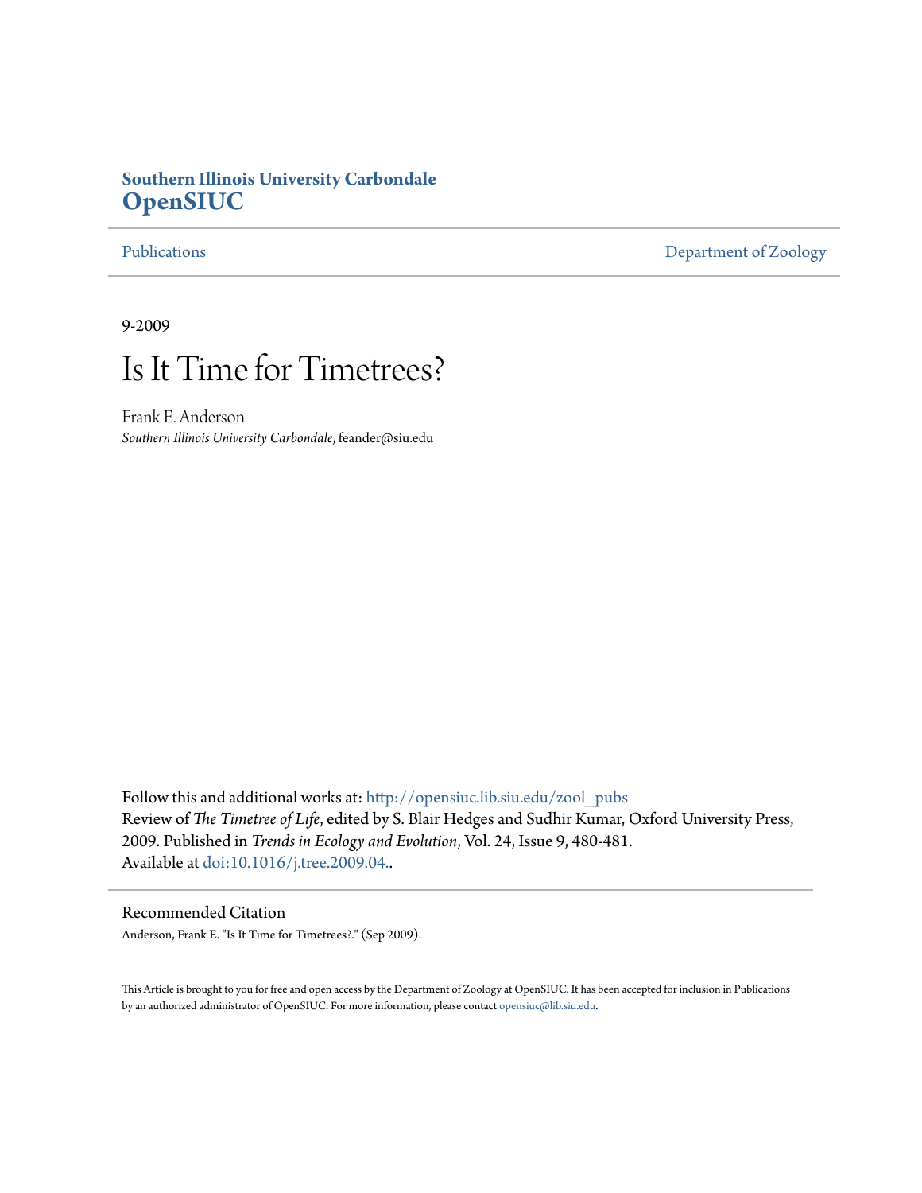**Southern Illinois University Carbondale**
**OpenSIUC**

Publications | Department of Zoology

9-2009

# Is It Time for Timetrees?

Frank E. Anderson
*Southern Illinois University Carbondale*, feander@siu.edu

Follow this and additional works at: http://opensiuc.lib.siu.edu/zool_pubs
Review of *The Timetree of Life*, edited by S. Blair Hedges and Sudhir Kumar, Oxford University Press, 2009. Published in *Trends in Ecology and Evolution*, Vol. 24, Issue 9, 480-481.
Available at doi:10.1016/j.tree.2009.04..

## Recommended Citation

Anderson, Frank E. "Is It Time for Timetrees?." (Sep 2009).

This Article is brought to you for free and open access by the Department of Zoology at OpenSIUC. It has been accepted for inclusion in Publications by an authorized administrator of OpenSIUC. For more information, please contact opensiuc@lib.siu.edu.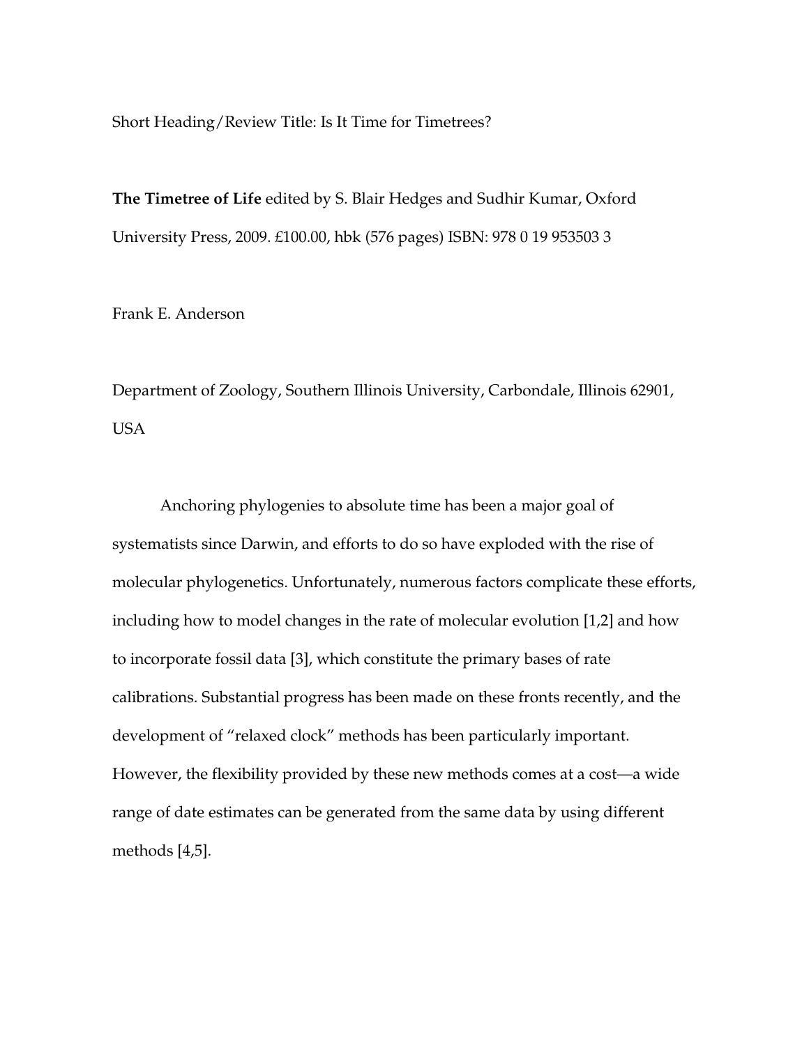Short Heading/Review Title: Is It Time for Timetrees?

**The Timetree of Life** edited by S. Blair Hedges and Sudhir Kumar, Oxford University Press, 2009. £100.00, hbk (576 pages) ISBN: 978 0 19 953503 3

Frank E. Anderson

Department of Zoology, Southern Illinois University, Carbondale, Illinois 62901, USA

Anchoring phylogenies to absolute time has been a major goal of systematists since Darwin, and efforts to do so have exploded with the rise of molecular phylogenetics. Unfortunately, numerous factors complicate these efforts, including how to model changes in the rate of molecular evolution [1,2] and how to incorporate fossil data [3], which constitute the primary bases of rate calibrations. Substantial progress has been made on these fronts recently, and the development of "relaxed clock" methods has been particularly important. However, the flexibility provided by these new methods comes at a cost—a wide range of date estimates can be generated from the same data by using different methods [4,5].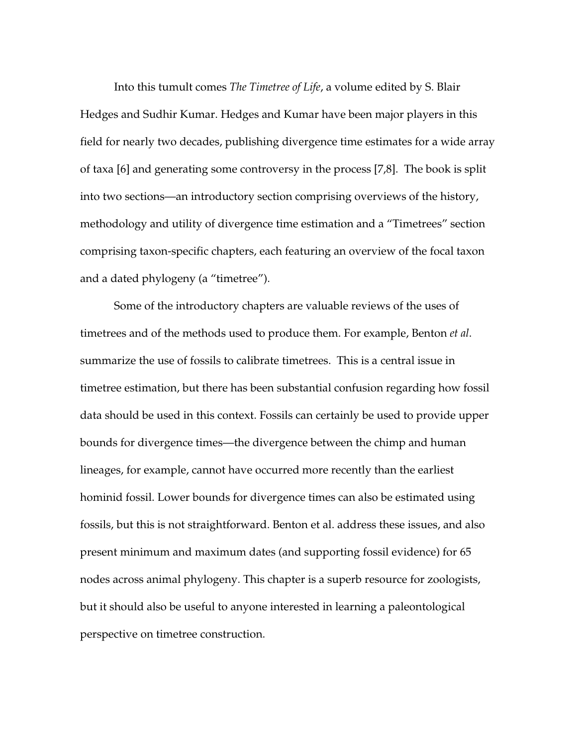Into this tumult comes *The Timetree of Life*, a volume edited by S. Blair Hedges and Sudhir Kumar. Hedges and Kumar have been major players in this field for nearly two decades, publishing divergence time estimates for a wide array of taxa [6] and generating some controversy in the process [7,8]. The book is split into two sections—an introductory section comprising overviews of the history, methodology and utility of divergence time estimation and a "Timetrees" section comprising taxon-specific chapters, each featuring an overview of the focal taxon and a dated phylogeny (a "timetree").

Some of the introductory chapters are valuable reviews of the uses of timetrees and of the methods used to produce them. For example, Benton *et al*. summarize the use of fossils to calibrate timetrees. This is a central issue in timetree estimation, but there has been substantial confusion regarding how fossil data should be used in this context. Fossils can certainly be used to provide upper bounds for divergence times—the divergence between the chimp and human lineages, for example, cannot have occurred more recently than the earliest hominid fossil. Lower bounds for divergence times can also be estimated using fossils, but this is not straightforward. Benton et al. address these issues, and also present minimum and maximum dates (and supporting fossil evidence) for 65 nodes across animal phylogeny. This chapter is a superb resource for zoologists, but it should also be useful to anyone interested in learning a paleontological perspective on timetree construction.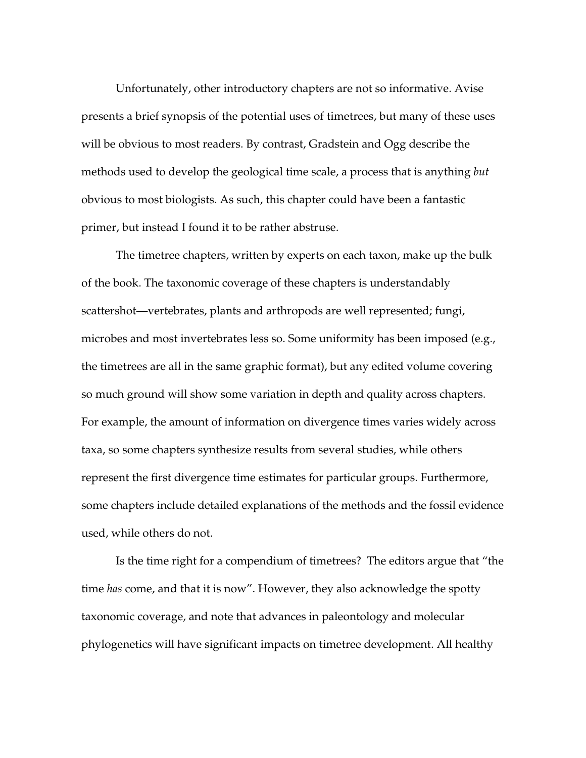Unfortunately, other introductory chapters are not so informative. Avise presents a brief synopsis of the potential uses of timetrees, but many of these uses will be obvious to most readers. By contrast, Gradstein and Ogg describe the methods used to develop the geological time scale, a process that is anything *but* obvious to most biologists. As such, this chapter could have been a fantastic primer, but instead I found it to be rather abstruse.

The timetree chapters, written by experts on each taxon, make up the bulk of the book. The taxonomic coverage of these chapters is understandably scattershot—vertebrates, plants and arthropods are well represented; fungi, microbes and most invertebrates less so. Some uniformity has been imposed (e.g., the timetrees are all in the same graphic format), but any edited volume covering so much ground will show some variation in depth and quality across chapters. For example, the amount of information on divergence times varies widely across taxa, so some chapters synthesize results from several studies, while others represent the first divergence time estimates for particular groups. Furthermore, some chapters include detailed explanations of the methods and the fossil evidence used, while others do not.

Is the time right for a compendium of timetrees? The editors argue that "the time *has* come, and that it is now". However, they also acknowledge the spotty taxonomic coverage, and note that advances in paleontology and molecular phylogenetics will have significant impacts on timetree development. All healthy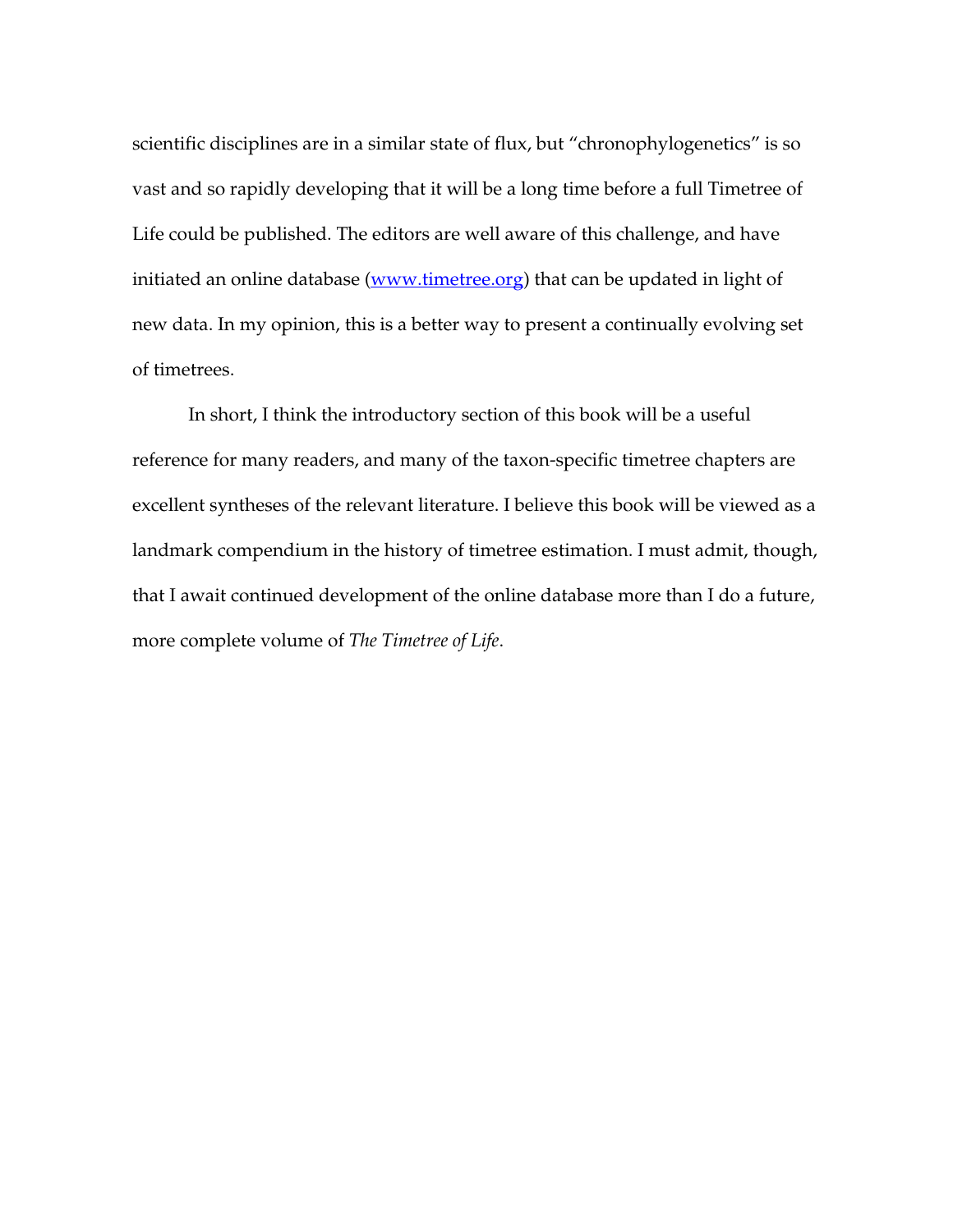scientific disciplines are in a similar state of flux, but "chronophylogenetics" is so vast and so rapidly developing that it will be a long time before a full Timetree of Life could be published. The editors are well aware of this challenge, and have initiated an online database ([www.timetree.org](http://www.timetree.org)) that can be updated in light of new data. In my opinion, this is a better way to present a continually evolving set of timetrees.

In short, I think the introductory section of this book will be a useful reference for many readers, and many of the taxon-specific timetree chapters are excellent syntheses of the relevant literature. I believe this book will be viewed as a landmark compendium in the history of timetree estimation. I must admit, though, that I await continued development of the online database more than I do a future, more complete volume of *The Timetree of Life*.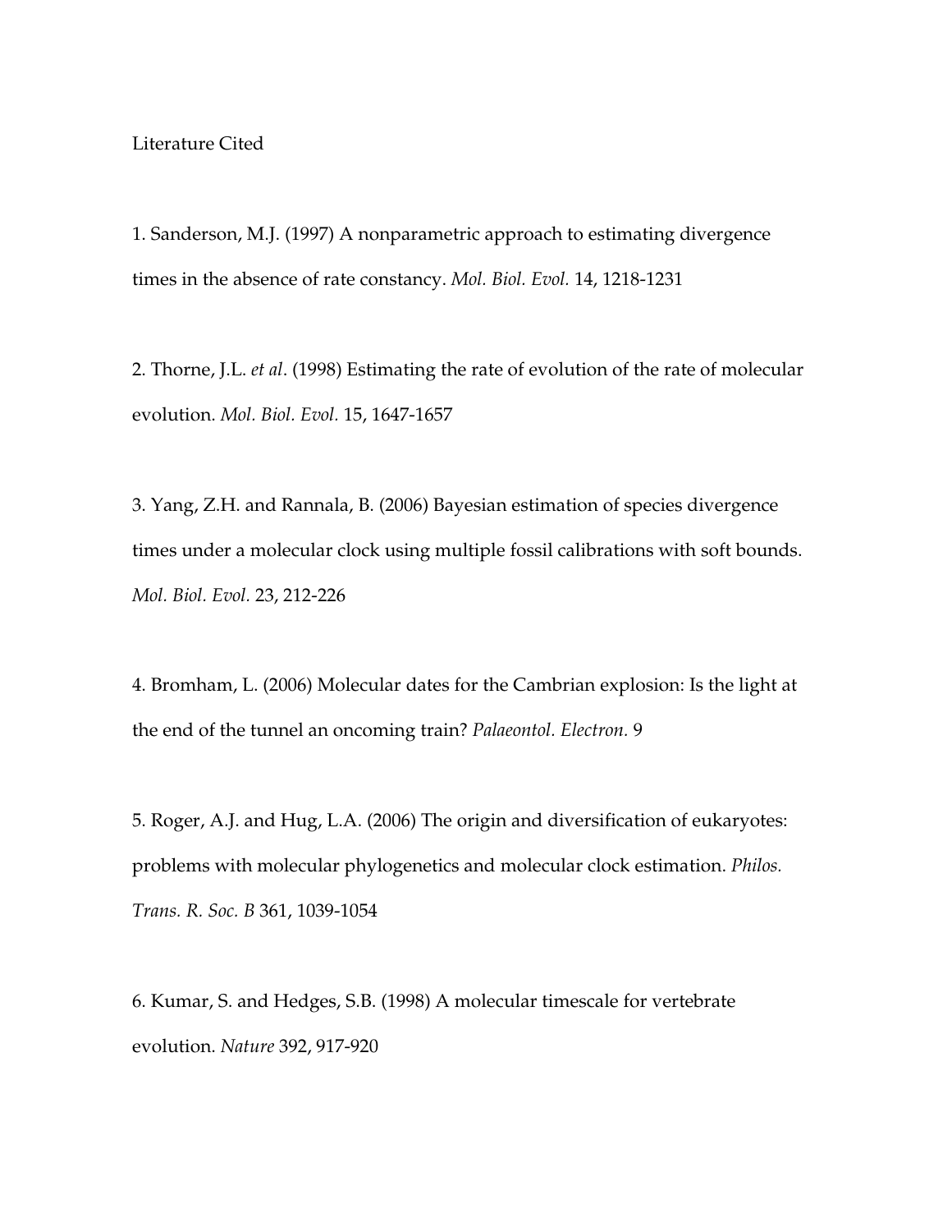Literature Cited

1. Sanderson, M.J. (1997) A nonparametric approach to estimating divergence times in the absence of rate constancy. *Mol. Biol. Evol.* 14, 1218-1231

2. Thorne, J.L. *et al*. (1998) Estimating the rate of evolution of the rate of molecular evolution. *Mol. Biol. Evol.* 15, 1647-1657

3. Yang, Z.H. and Rannala, B. (2006) Bayesian estimation of species divergence times under a molecular clock using multiple fossil calibrations with soft bounds. *Mol. Biol. Evol.* 23, 212-226

4. Bromham, L. (2006) Molecular dates for the Cambrian explosion: Is the light at the end of the tunnel an oncoming train? *Palaeontol. Electron.* 9

5. Roger, A.J. and Hug, L.A. (2006) The origin and diversification of eukaryotes: problems with molecular phylogenetics and molecular clock estimation. *Philos. Trans. R. Soc. B* 361, 1039-1054

6. Kumar, S. and Hedges, S.B. (1998) A molecular timescale for vertebrate evolution. *Nature* 392, 917-920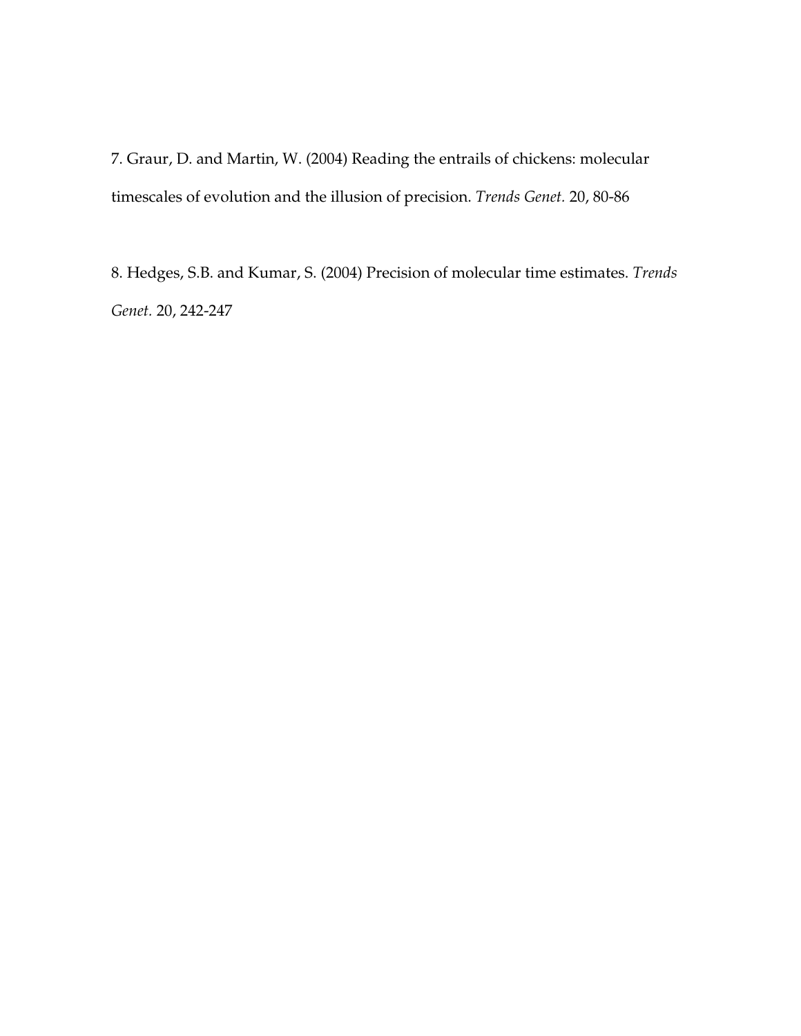7. Graur, D. and Martin, W. (2004) Reading the entrails of chickens: molecular timescales of evolution and the illusion of precision. *Trends Genet.* 20, 80-86

8. Hedges, S.B. and Kumar, S. (2004) Precision of molecular time estimates. *Trends Genet.* 20, 242-247